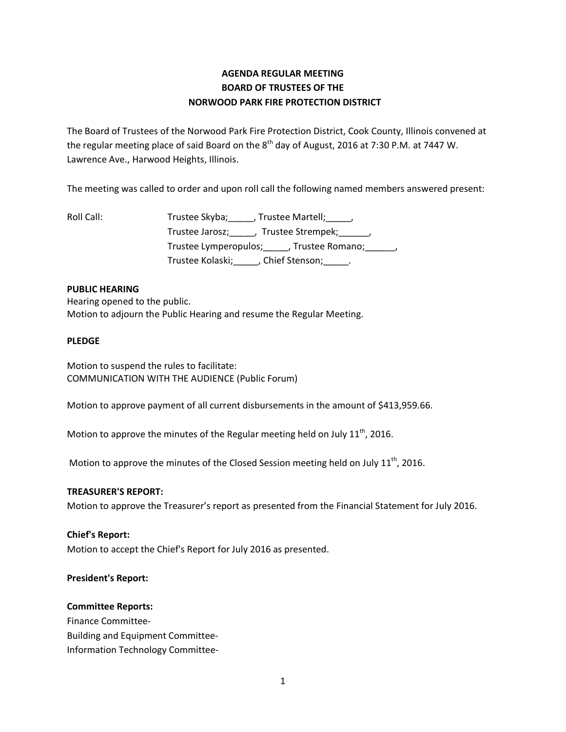# AGENDA REGULAR MEETING
# BOARD OF TRUSTEES OF THE
# NORWOOD PARK FIRE PROTECTION DISTRICT

The Board of Trustees of the Norwood Park Fire Protection District, Cook County, Illinois convened at the regular meeting place of said Board on the 8th day of August, 2016 at 7:30 P.M. at 7447 W. Lawrence Ave., Harwood Heights, Illinois.

The meeting was called to order and upon roll call the following named members answered present:

Roll Call: Trustee Skyba;_____, Trustee Martell;_____,
Trustee Jarosz;_____, Trustee Strempek;______,
Trustee Lymperopulos;_____, Trustee Romano;______,
Trustee Kolaski;_____, Chief Stenson;_____.

**PUBLIC HEARING**

Hearing opened to the public.
Motion to adjourn the Public Hearing and resume the Regular Meeting.

**PLEDGE**

Motion to suspend the rules to facilitate:
COMMUNICATION WITH THE AUDIENCE (Public Forum)

Motion to approve payment of all current disbursements in the amount of $413,959.66.

Motion to approve the minutes of the Regular meeting held on July 11th, 2016.

Motion to approve the minutes of the Closed Session meeting held on July 11th, 2016.

**TREASURER'S REPORT:**

Motion to approve the Treasurer's report as presented from the Financial Statement for July 2016.

**Chief's Report:**

Motion to accept the Chief's Report for July 2016 as presented.

**President's Report:**

**Committee Reports:**

Finance Committee-
Building and Equipment Committee-
Information Technology Committee-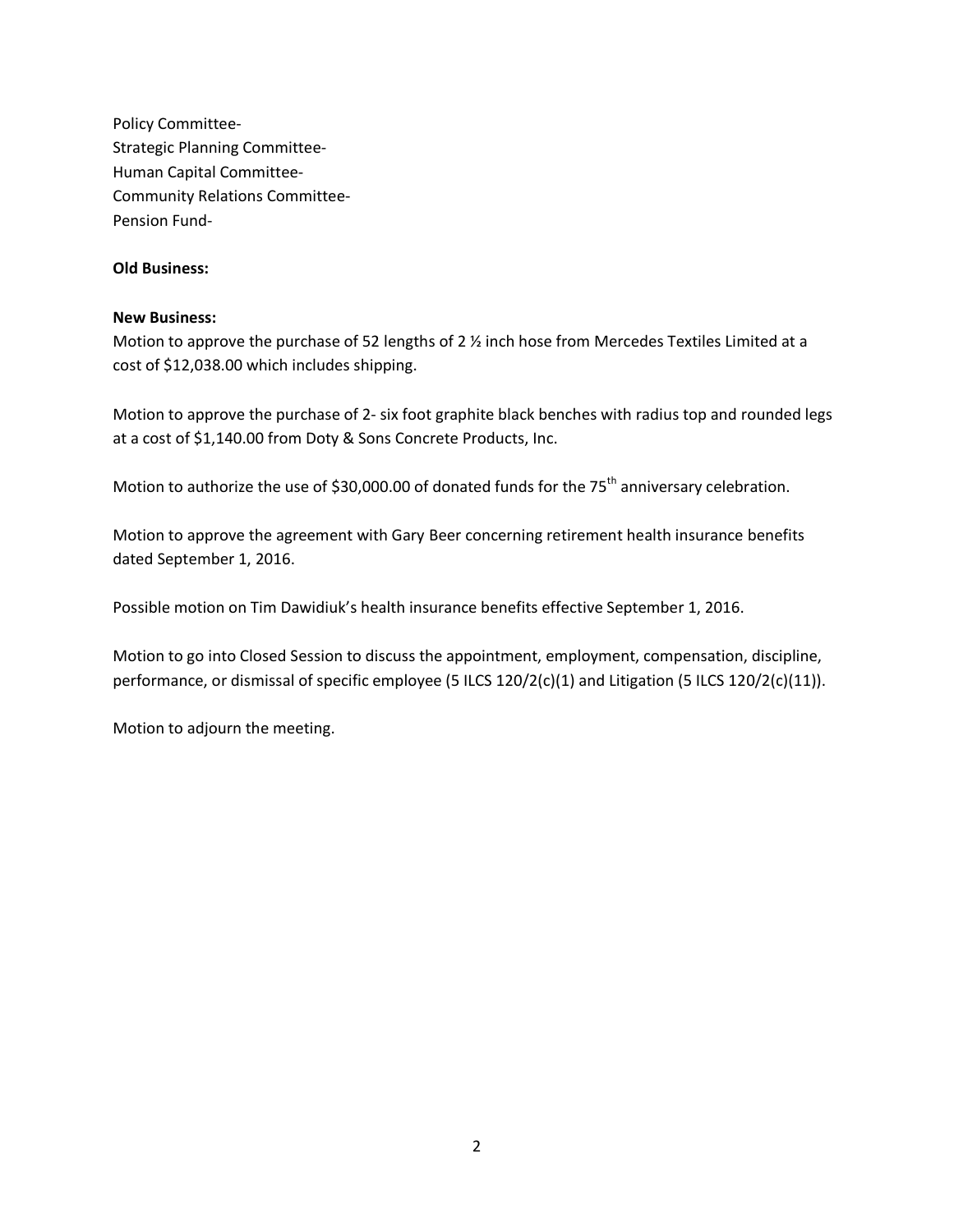Policy Committee-
Strategic Planning Committee-
Human Capital Committee-
Community Relations Committee-
Pension Fund-

**Old Business:**

**New Business:**

Motion to approve the purchase of 52 lengths of 2 ½ inch hose from Mercedes Textiles Limited at a cost of $12,038.00 which includes shipping.

Motion to approve the purchase of 2- six foot graphite black benches with radius top and rounded legs at a cost of $1,140.00 from Doty & Sons Concrete Products, Inc.

Motion to authorize the use of $30,000.00 of donated funds for the 75th anniversary celebration.

Motion to approve the agreement with Gary Beer concerning retirement health insurance benefits dated September 1, 2016.

Possible motion on Tim Dawidiuk's health insurance benefits effective September 1, 2016.

Motion to go into Closed Session to discuss the appointment, employment, compensation, discipline, performance, or dismissal of specific employee (5 ILCS 120/2(c)(1) and Litigation (5 ILCS 120/2(c)(11)).

Motion to adjourn the meeting.